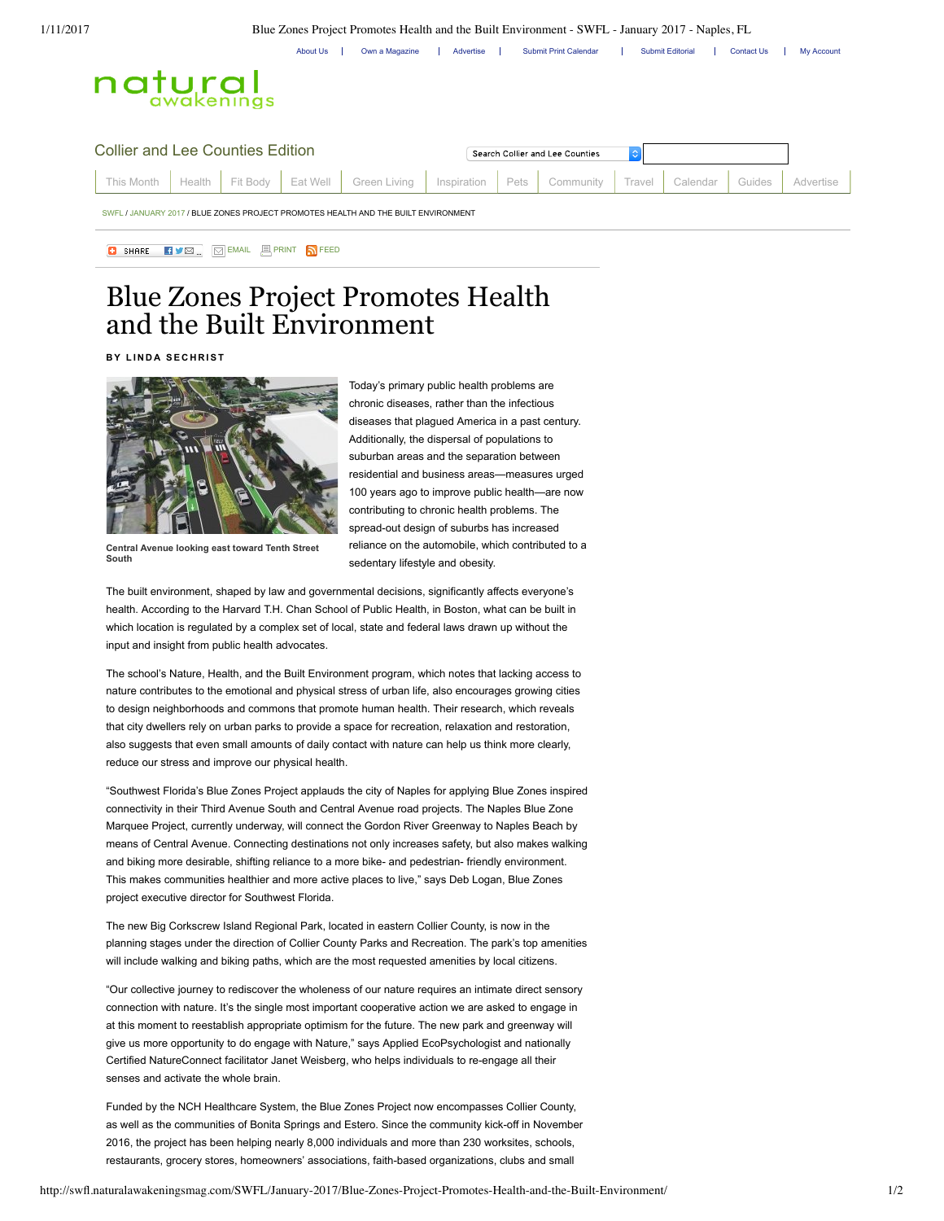# Blue Zones Project Promotes Health and the Built Environment

**BY LINDA SECHRIST**

Central Avenue looking east toward Tenth Street South

Today's primary public health problems are chronic diseases, rather than the infectious diseases that plagued America in a past century. Additionally, the dispersal of populations to suburban areas and the separation between residential and business areas—measures urged 100 years ago to improve public health—are now contributing to chronic health problems. The spread-out design of suburbs has increased reliance on the automobile, which contributed to a sedentary lifestyle and obesity.

The built environment, shaped by law and governmental decisions, significantly affects everyone's health. According to the Harvard T.H. Chan School of Public Health, in Boston, what can be built in which location is regulated by a complex set of local, state and federal laws drawn up without the input and insight from public health advocates.

The school's Nature, Health, and the Built Environment program, which notes that lacking access to nature contributes to the emotional and physical stress of urban life, also encourages growing cities to design neighborhoods and commons that promote human health. Their research, which reveals that city dwellers rely on urban parks to provide a space for recreation, relaxation and restoration, also suggests that even small amounts of daily contact with nature can help us think more clearly, reduce our stress and improve our physical health.

"Southwest Florida's Blue Zones Project applauds the city of Naples for applying Blue Zones inspired connectivity in their Third Avenue South and Central Avenue road projects. The Naples Blue Zone Marquee Project, currently underway, will connect the Gordon River Greenway to Naples Beach by means of Central Avenue. Connecting destinations not only increases safety, but also makes walking and biking more desirable, shifting reliance to a more bike- and pedestrian- friendly environment. This makes communities healthier and more active places to live," says Deb Logan, Blue Zones project executive director for Southwest Florida.

The new Big Corkscrew Island Regional Park, located in eastern Collier County, is now in the planning stages under the direction of Collier County Parks and Recreation. The park's top amenities will include walking and biking paths, which are the most requested amenities by local citizens.

"Our collective journey to rediscover the wholeness of our nature requires an intimate direct sensory connection with nature. It's the single most important cooperative action we are asked to engage in at this moment to reestablish appropriate optimism for the future. The new park and greenway will give us more opportunity to do engage with Nature," says Applied EcoPsychologist and nationally Certified NatureConnect facilitator Janet Weisberg, who helps individuals to re-engage all their senses and activate the whole brain.

Funded by the NCH Healthcare System, the Blue Zones Project now encompasses Collier County, as well as the communities of Bonita Springs and Estero. Since the community kick-off in November 2016, the project has been helping nearly 8,000 individuals and more than 230 worksites, schools, restaurants, grocery stores, homeowners' associations, faith-based organizations, clubs and small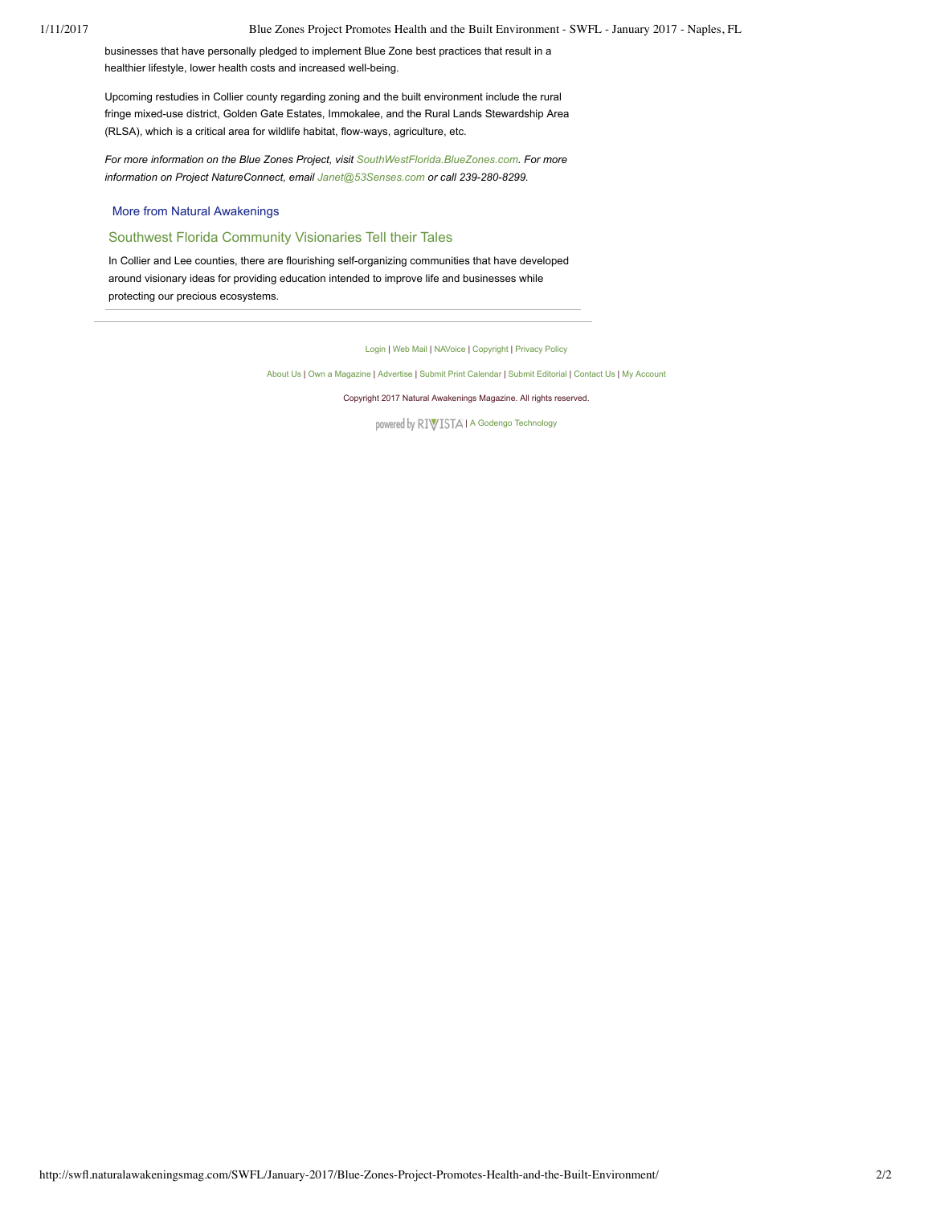businesses that have personally pledged to implement Blue Zone best practices that result in a healthier lifestyle, lower health costs and increased well-being.

Upcoming restudies in Collier county regarding zoning and the built environment include the rural fringe mixed-use district, Golden Gate Estates, Immokalee, and the Rural Lands Stewardship Area (RLSA), which is a critical area for wildlife habitat, flow-ways, agriculture, etc.

*For more information on the Blue Zones Project, visit SouthWestFlorida.BlueZones.com. For more information on Project NatureConnect, email Janet@53Senses.com or call 239-280-8299.*

More from Natural Awakenings

## Southwest Florida Community Visionaries Tell their Tales

In Collier and Lee counties, there are flourishing self-organizing communities that have developed around visionary ideas for providing education intended to improve life and businesses while protecting our precious ecosystems.

---

Login | Web Mail | NAVoice | Copyright | Privacy Policy

About Us | Own a Magazine | Advertise | Submit Print Calendar | Submit Editorial | Contact Us | My Account

Copyright 2017 Natural Awakenings Magazine. All rights reserved.

powered by RIVISTA | A Godengo Technology